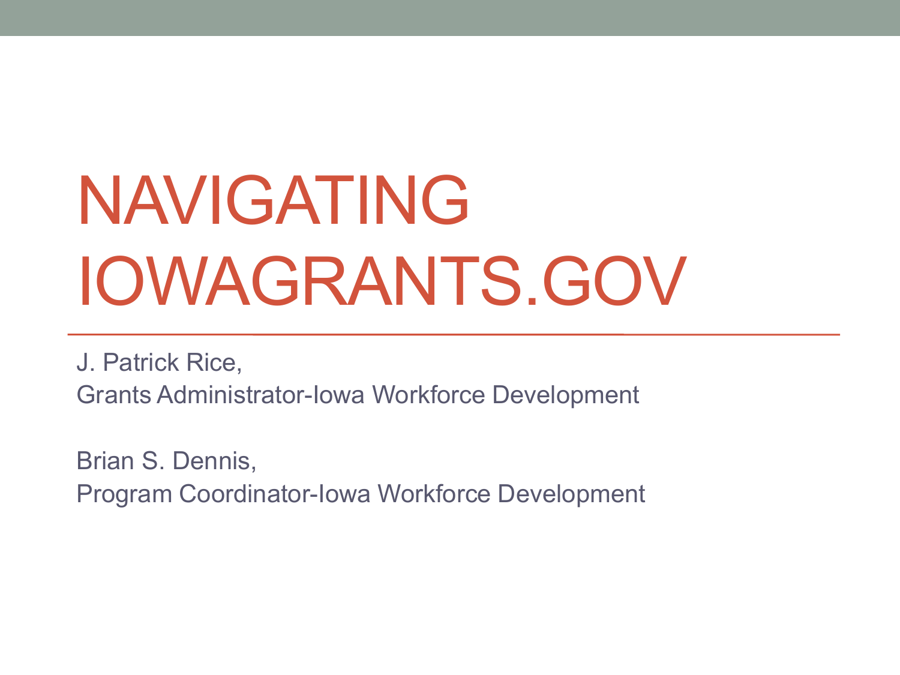# NAVIGATING IOWAGRANTS.GOV

J. Patrick Rice,
Grants Administrator-Iowa Workforce Development

Brian S. Dennis,
Program Coordinator-Iowa Workforce Development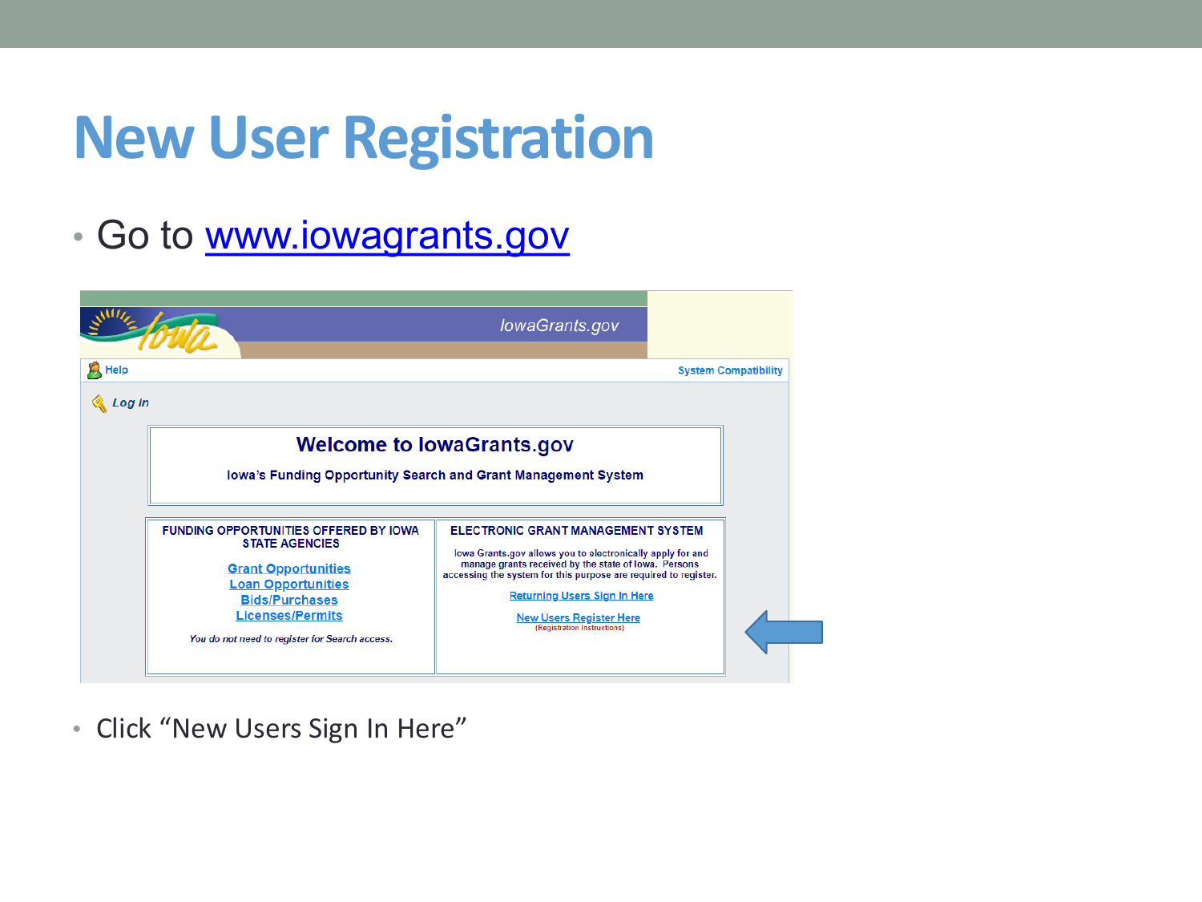# New User Registration

- Go to [www.iowagrants.gov](http://www.iowagrants.gov)

IowaGrants.gov

Help

System Compatibility

Log In

**Welcome to IowaGrants.gov**

**Iowa's Funding Opportunity Search and Grant Management System**

**FUNDING OPPORTUNITIES OFFERED BY IOWA STATE AGENCIES**

Grant Opportunities
Loan Opportunities
Bids/Purchases
Licenses/Permits

*You do not need to register for Search access.*

**ELECTRONIC GRANT MANAGEMENT SYSTEM**

Iowa Grants.gov allows you to electronically apply for and manage grants received by the state of Iowa. Persons accessing the system for this purpose are required to register.

Returning Users Sign In Here

New Users Register Here
(Registration Instructions)

- Click "New Users Sign In Here"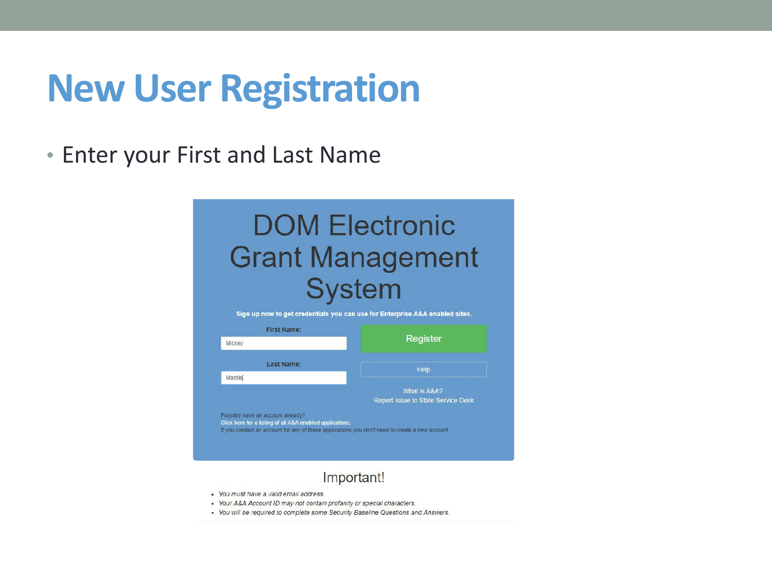# New User Registration

- Enter your First and Last Name

DOM Electronic Grant Management System

Sign up now to get credentials you can use for Enterprise A&A enabled sites.

First Name: Mickey

Last Name: Mantle

Register

Help

What is A&A?

Report Issue to State Service Desk

Possibly have an account already?

Click here for a listing of all A&A enabled applications.

If you created an account for any of these applications you don't need to create a new account.

Important!

- *You must have a valid email address.*
- *Your A&A Account ID may not contain profanity or special characters.*
- *You will be required to complete some Security Baseline Questions and Answers.*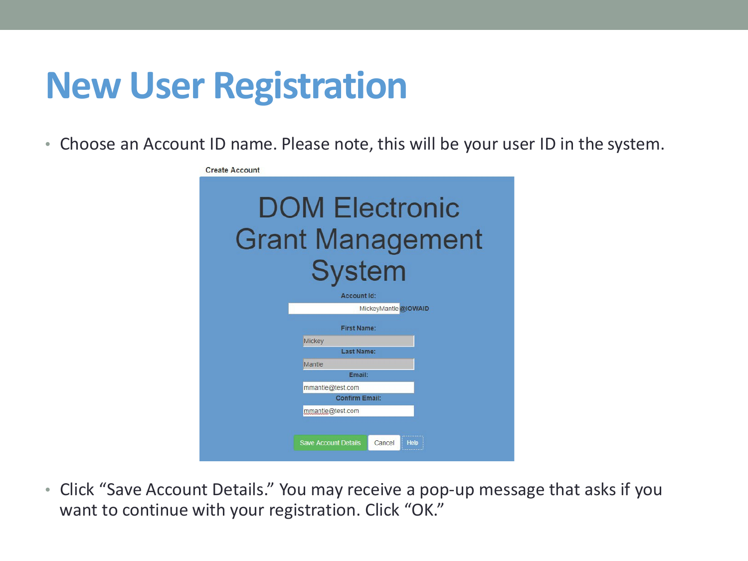# New User Registration

- Choose an Account ID name. Please note, this will be your user ID in the system.

Create Account

DOM Electronic Grant Management System

Account Id: MickeyMantle @IOWAID

First Name: Mickey

Last Name: Mantle

Email: mmantle@test.com

Confirm Email: mmantle@test.com

Save Account Details | Cancel | Help

- Click "Save Account Details." You may receive a pop-up message that asks if you want to continue with your registration. Click "OK."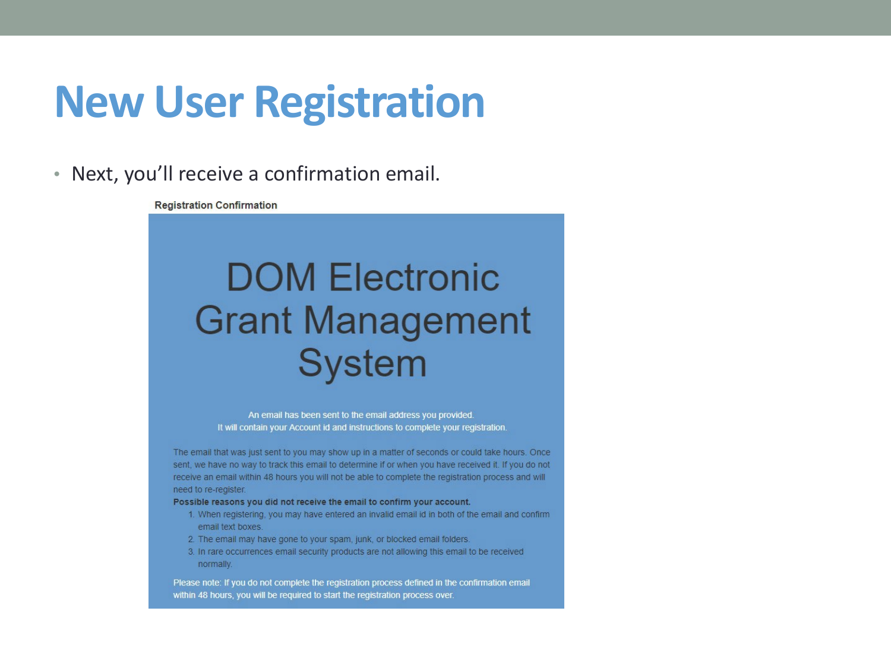# New User Registration

- Next, you'll receive a confirmation email.

**Registration Confirmation**

## DOM Electronic Grant Management System

An email has been sent to the email address you provided.
It will contain your Account id and instructions to complete your registration.

The email that was just sent to you may show up in a matter of seconds or could take hours. Once sent, we have no way to track this email to determine if or when you have received it. If you do not receive an email within 48 hours you will not be able to complete the registration process and will need to re-register.

**Possible reasons you did not receive the email to confirm your account.**

1. When registering, you may have entered an invalid email id in both of the email and confirm email text boxes.
2. The email may have gone to your spam, junk, or blocked email folders.
3. In rare occurrences email security products are not allowing this email to be received normally.

Please note: If you do not complete the registration process defined in the confirmation email within 48 hours, you will be required to start the registration process over.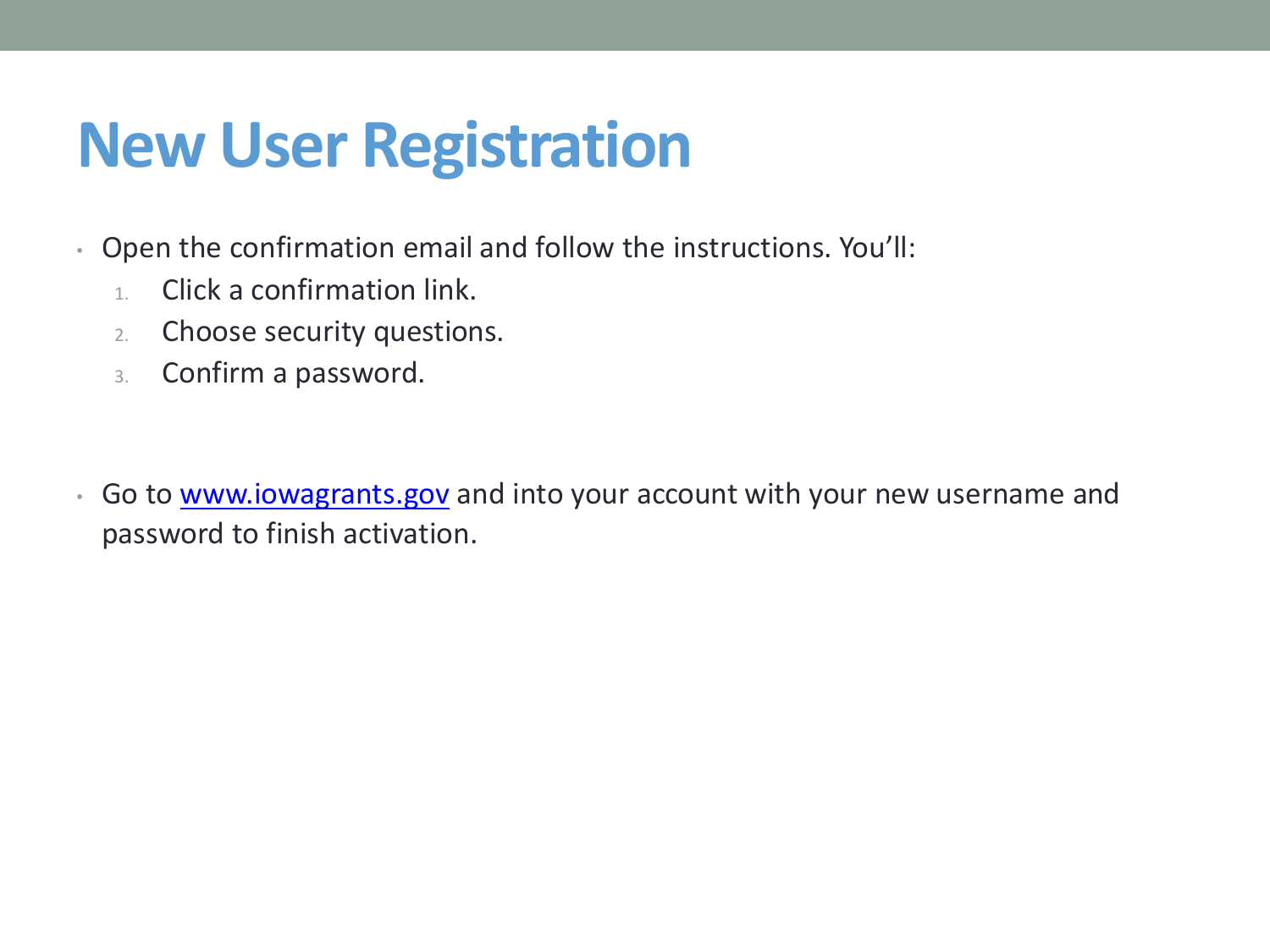# New User Registration

- Open the confirmation email and follow the instructions. You'll:
  1. Click a confirmation link.
  2. Choose security questions.
  3. Confirm a password.

- Go to [www.iowagrants.gov](http://www.iowagrants.gov) and into your account with your new username and password to finish activation.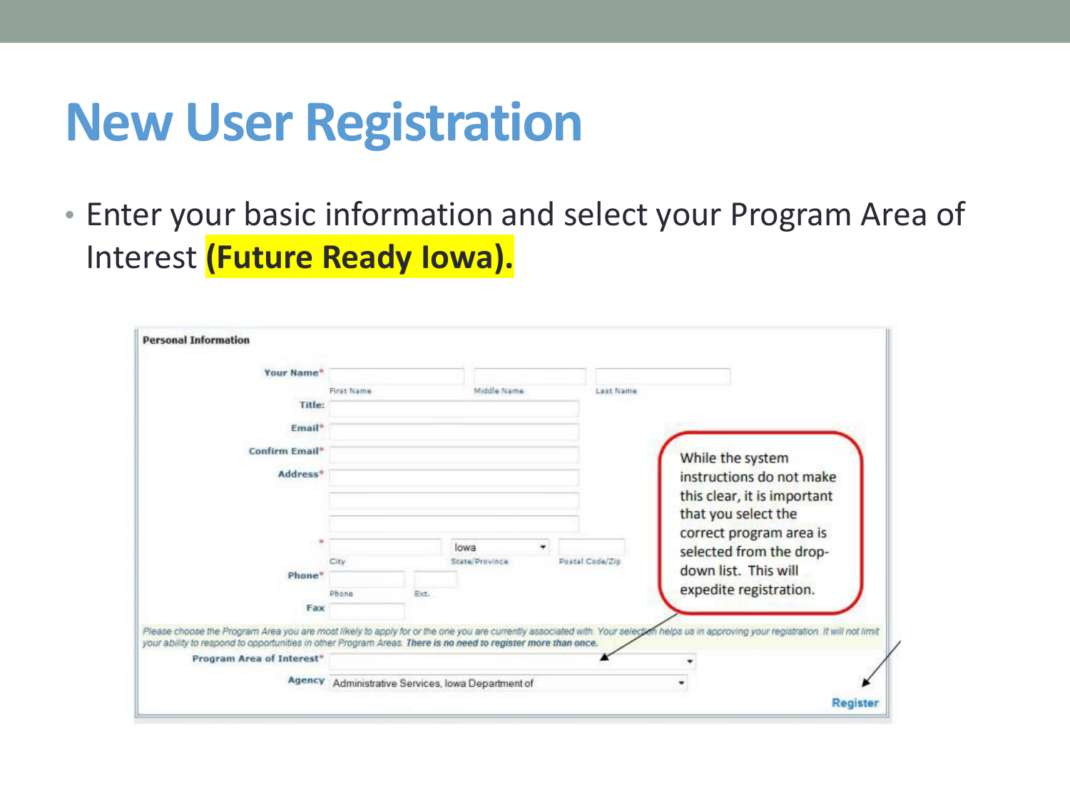# New User Registration

- Enter your basic information and select your Program Area of Interest **(Future Ready Iowa).**

**Personal Information**

Your Name* — First Name | Middle Name | Last Name

Title:

Email*

Confirm Email*

Address*

* — City | Iowa (State/Province) | Postal Code/Zip

Phone* — Phone | Ext.

Fax

*Please choose the Program Area you are most likely to apply for or the one you are currently associated with. Your selection helps us in approving your registration. It will not limit your ability to respond to opportunities in other Program Areas.* ***There is no need to register more than once.***

Program Area of Interest*

Agency: Administrative Services, Iowa Department of

Register

While the system instructions do not make this clear, it is important that you select the correct program area is selected from the drop-down list. This will expedite registration.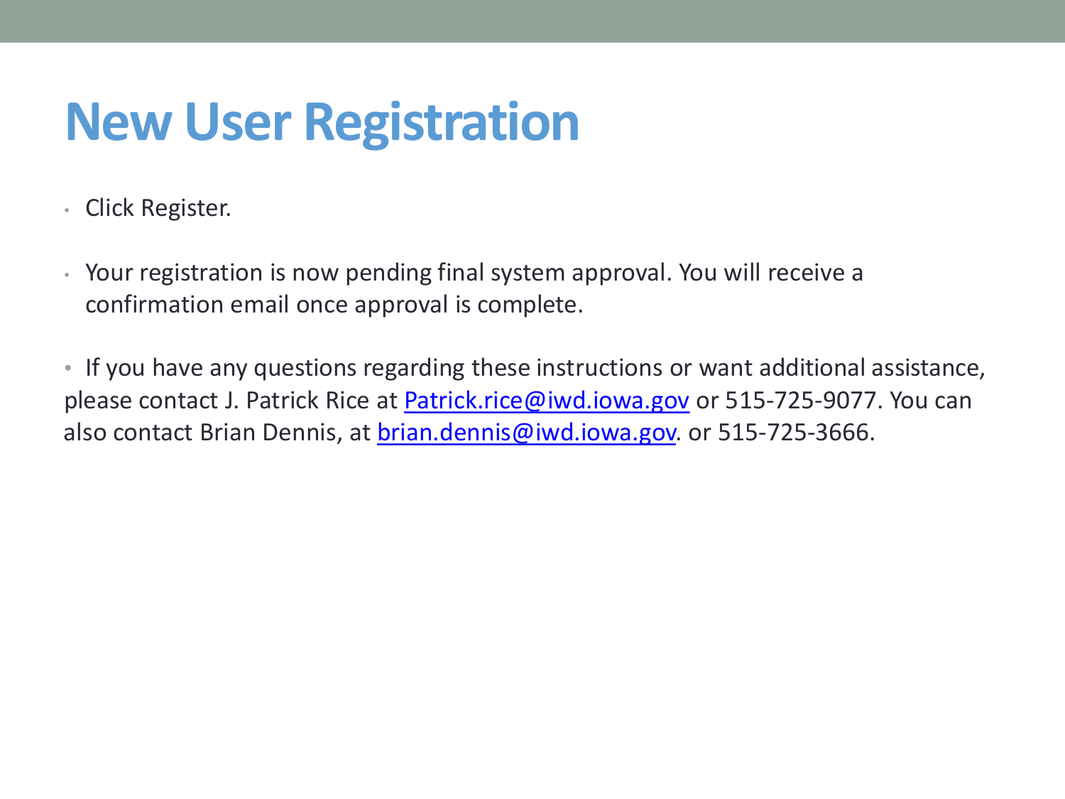# New User Registration

- Click Register.

- Your registration is now pending final system approval. You will receive a confirmation email once approval is complete.

- If you have any questions regarding these instructions or want additional assistance, please contact J. Patrick Rice at Patrick.rice@iwd.iowa.gov or 515-725-9077. You can also contact Brian Dennis, at brian.dennis@iwd.iowa.gov. or 515-725-3666.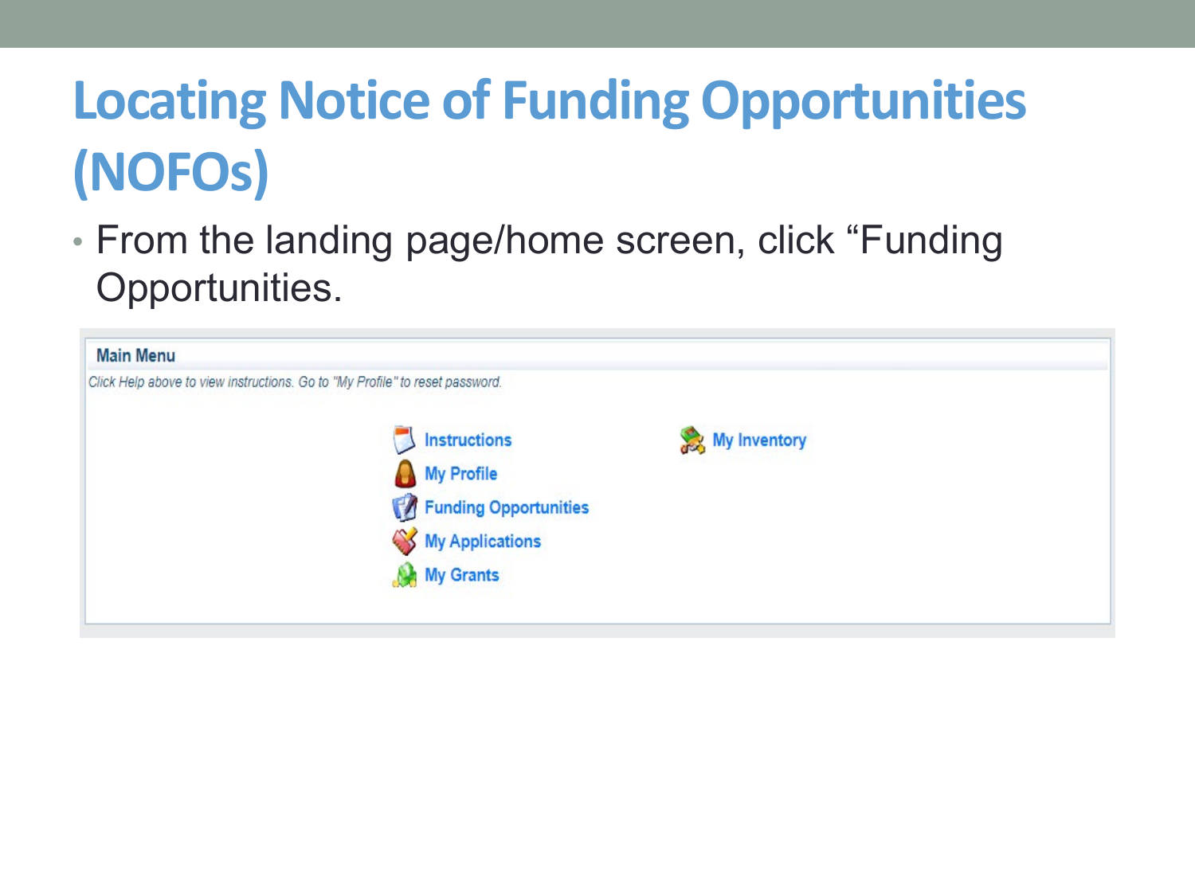# Locating Notice of Funding Opportunities (NOFOs)

- From the landing page/home screen, click “Funding Opportunities.

**Main Menu**

*Click Help above to view instructions. Go to "My Profile" to reset password.*

- Instructions
- My Profile
- Funding Opportunities
- My Applications
- My Grants
- My Inventory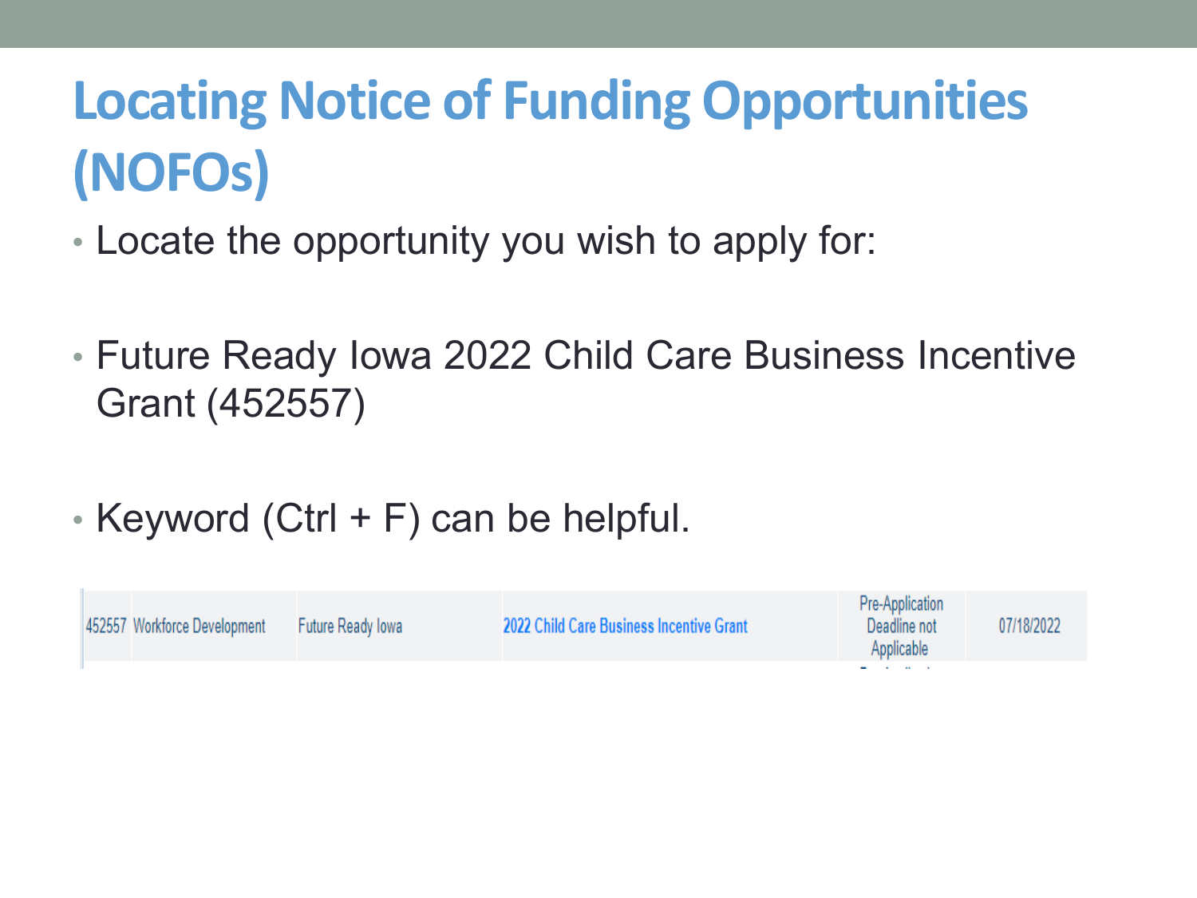# Locating Notice of Funding Opportunities (NOFOs)

- Locate the opportunity you wish to apply for:
- Future Ready Iowa 2022 Child Care Business Incentive Grant (452557)
- Keyword (Ctrl + F) can be helpful.

| | | | | | |
|---|---|---|---|---|---|
| 452557 | Workforce Development | Future Ready Iowa | 2022 Child Care Business Incentive Grant | Pre-Application Deadline not Applicable | 07/18/2022 |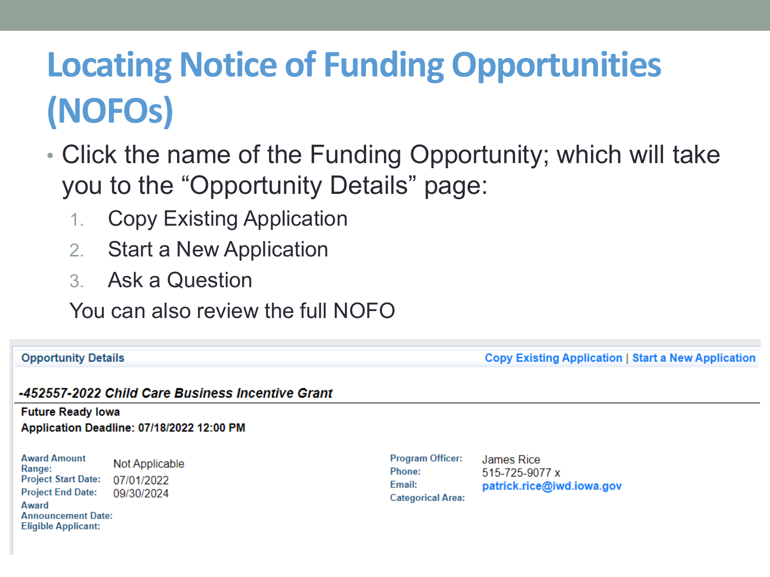# Locating Notice of Funding Opportunities (NOFOs)

- Click the name of the Funding Opportunity; which will take you to the "Opportunity Details" page:
  1. Copy Existing Application
  2. Start a New Application
  3. Ask a Question

  You can also review the full NOFO

**Opportunity Details** | Copy Existing Application | Start a New Application

***-452557-2022 Child Care Business Incentive Grant***

**Future Ready Iowa**

**Application Deadline: 07/18/2022 12:00 PM**

| | | | |
|---|---|---|---|
| **Award Amount Range:** | Not Applicable | **Program Officer:** | James Rice |
| **Project Start Date:** | 07/01/2022 | **Phone:** | 515-725-9077 x |
| **Project End Date:** | 09/30/2024 | **Email:** | patrick.rice@iwd.iowa.gov |
| **Award Announcement Date:** | | **Categorical Area:** | |
| **Eligible Applicant:** | | | |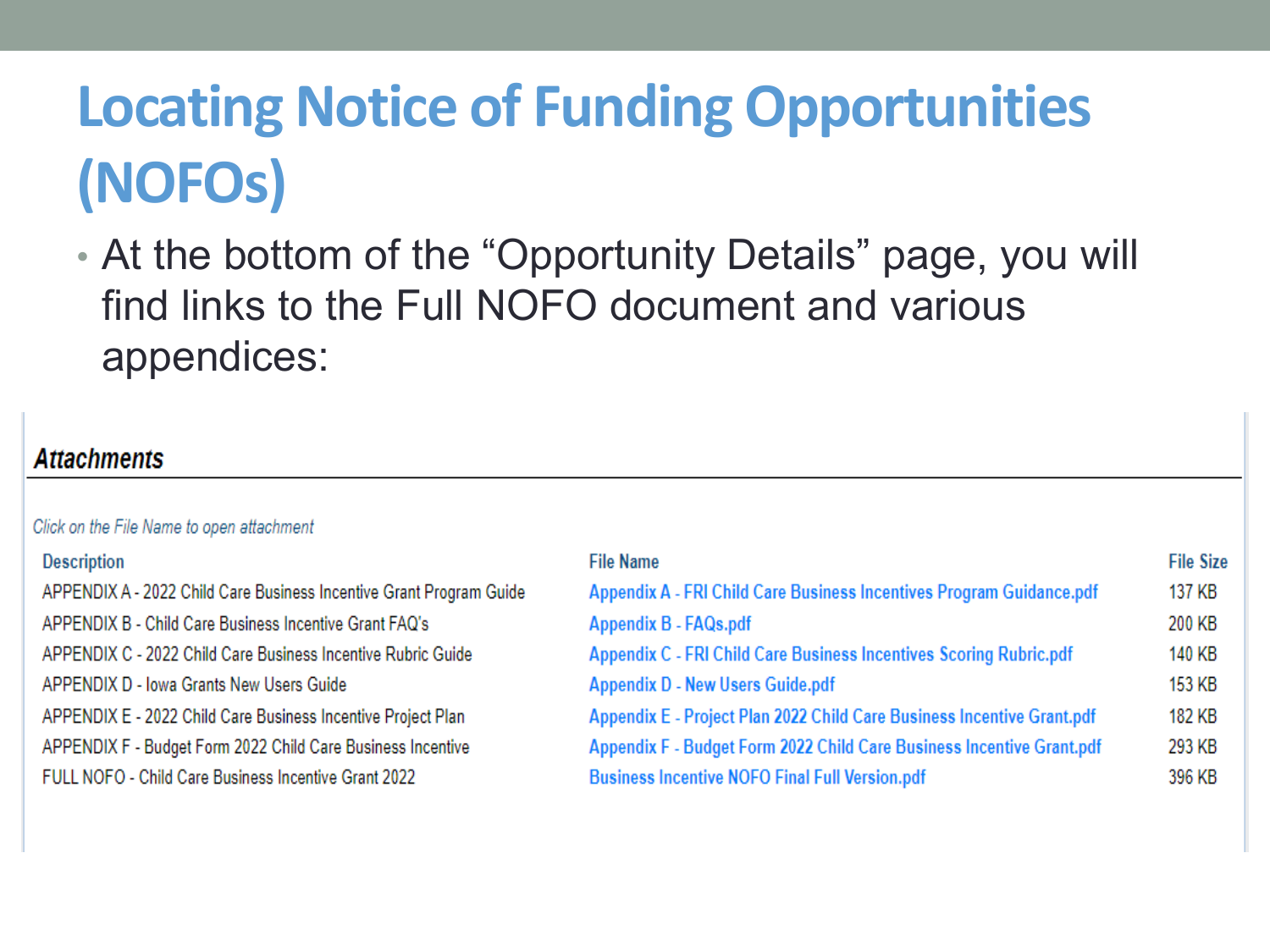# Locating Notice of Funding Opportunities (NOFOs)

- At the bottom of the "Opportunity Details" page, you will find links to the Full NOFO document and various appendices:

### *Attachments*

*Click on the File Name to open attachment*

| Description | File Name | File Size |
|---|---|---|
| APPENDIX A - 2022 Child Care Business Incentive Grant Program Guide | Appendix A - FRI Child Care Business Incentives Program Guidance.pdf | 137 KB |
| APPENDIX B - Child Care Business Incentive Grant FAQ's | Appendix B - FAQs.pdf | 200 KB |
| APPENDIX C - 2022 Child Care Business Incentive Rubric Guide | Appendix C - FRI Child Care Business Incentives Scoring Rubric.pdf | 140 KB |
| APPENDIX D - Iowa Grants New Users Guide | Appendix D - New Users Guide.pdf | 153 KB |
| APPENDIX E - 2022 Child Care Business Incentive Project Plan | Appendix E - Project Plan 2022 Child Care Business Incentive Grant.pdf | 182 KB |
| APPENDIX F - Budget Form 2022 Child Care Business Incentive | Appendix F - Budget Form 2022 Child Care Business Incentive Grant.pdf | 293 KB |
| FULL NOFO - Child Care Business Incentive Grant 2022 | Business Incentive NOFO Final Full Version.pdf | 396 KB |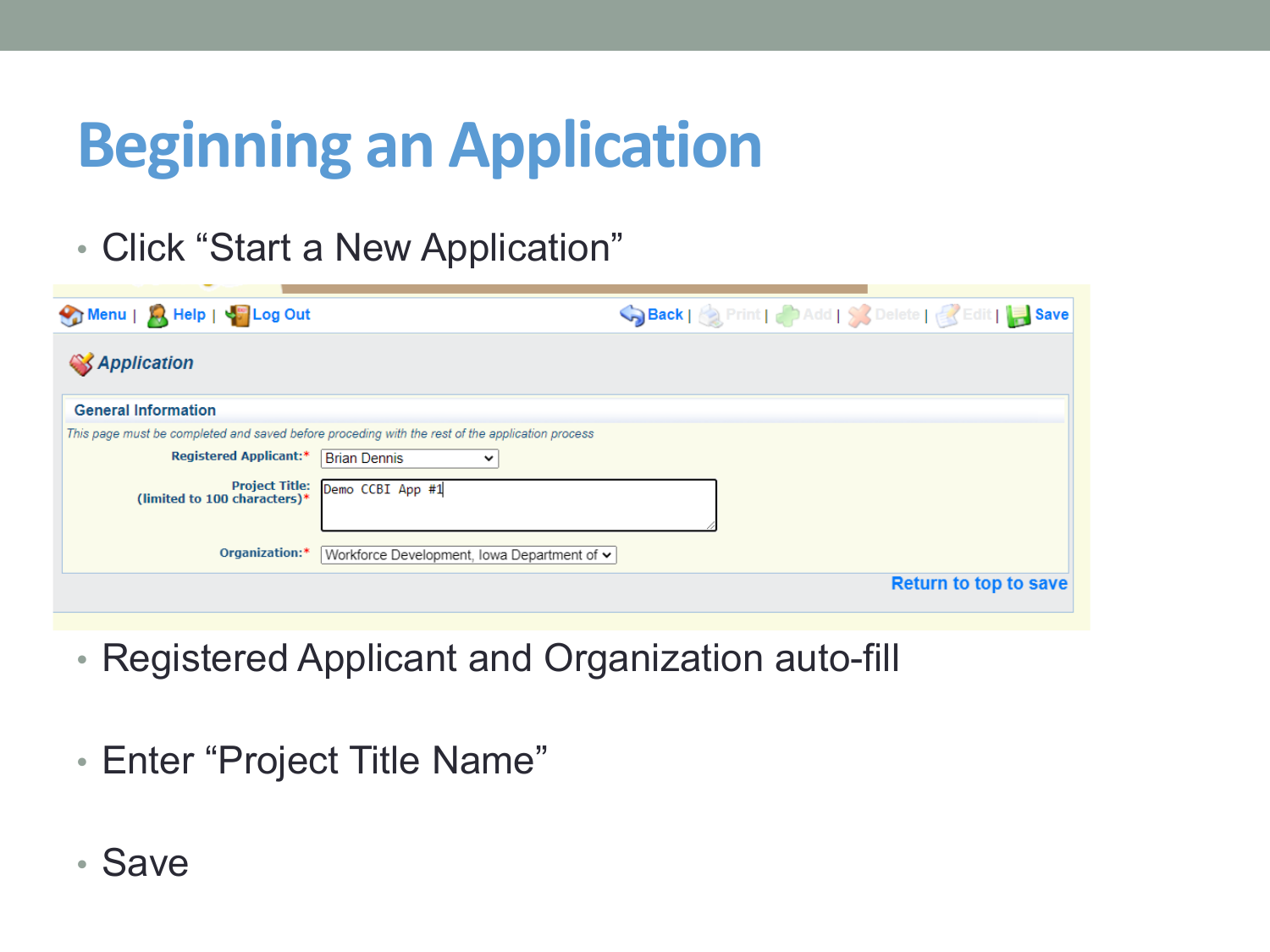# Beginning an Application

- Click “Start a New Application”

Menu | Help | Log Out    Back | Print | Add | Delete | Edit | Save

*Application*

**General Information**

*This page must be completed and saved before proceding with the rest of the application process*

**Registered Applicant:*** Brian Dennis

**Project Title: (limited to 100 characters)*** Demo CCBI App #1

**Organization:*** Workforce Development, Iowa Department of

**Return to top to save**

- Registered Applicant and Organization auto-fill
- Enter “Project Title Name”
- Save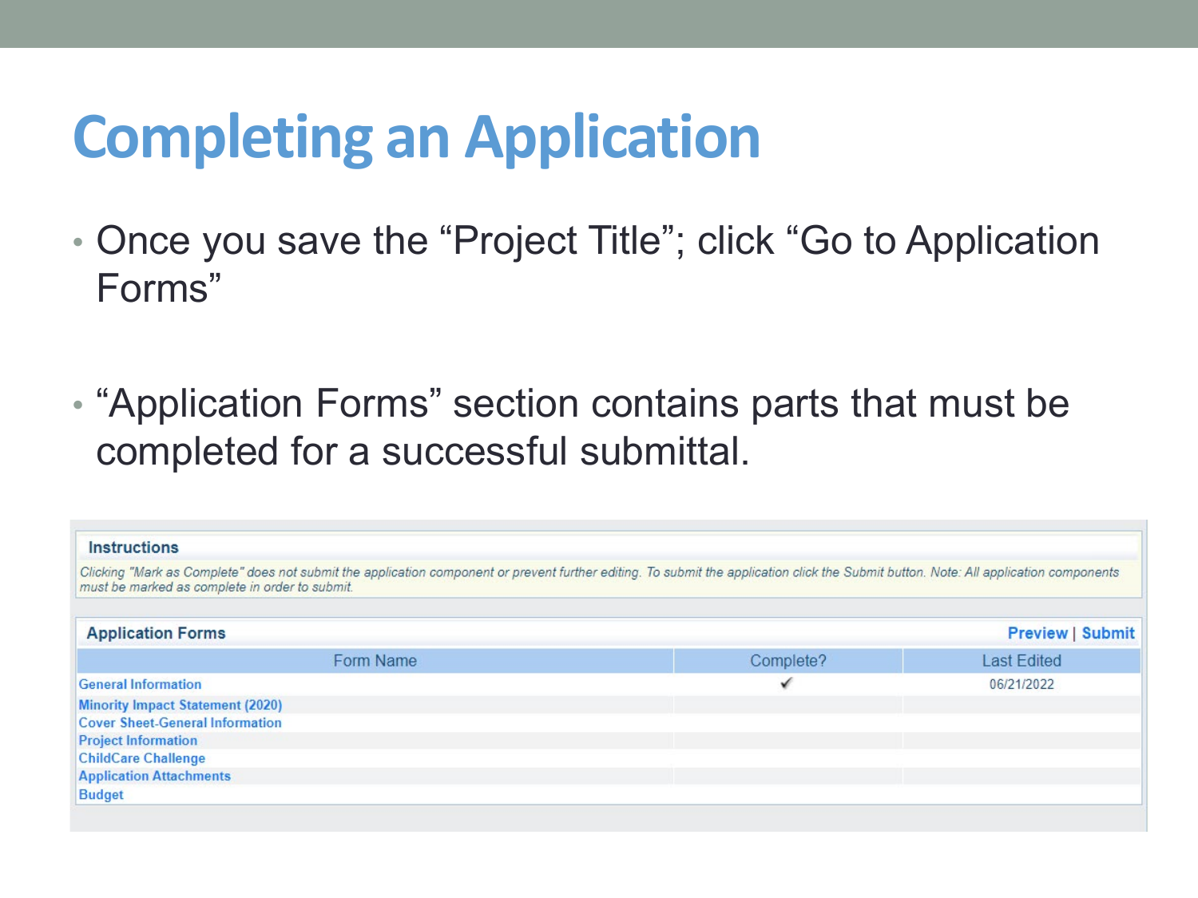# Completing an Application

- Once you save the "Project Title"; click "Go to Application Forms"

- "Application Forms" section contains parts that must be completed for a successful submittal.

**Instructions**

*Clicking "Mark as Complete" does not submit the application component or prevent further editing. To submit the application click the Submit button. Note: All application components must be marked as complete in order to submit.*

**Application Forms** — **Preview** | **Submit**

| Form Name | Complete? | Last Edited |
|---|---|---|
| General Information | ✓ | 06/21/2022 |
| Minority Impact Statement (2020) | | |
| Cover Sheet-General Information | | |
| Project Information | | |
| ChildCare Challenge | | |
| Application Attachments | | |
| Budget | | |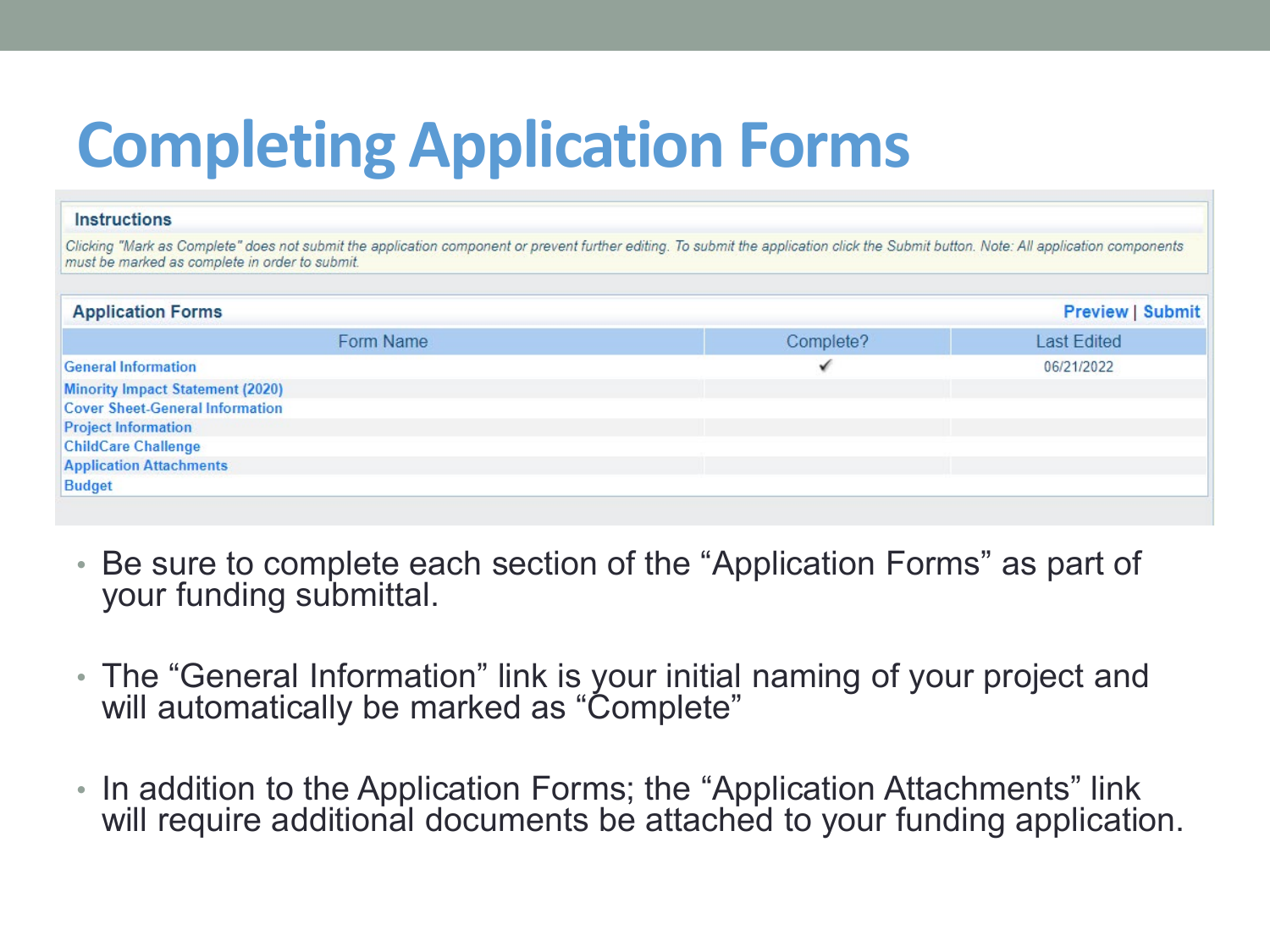# Completing Application Forms

**Instructions**

*Clicking "Mark as Complete" does not submit the application component or prevent further editing. To submit the application click the Submit button. Note: All application components must be marked as complete in order to submit.*

**Application Forms** — Preview | Submit

| Form Name | Complete? | Last Edited |
|---|---|---|
| General Information | ✓ | 06/21/2022 |
| Minority Impact Statement (2020) | | |
| Cover Sheet-General Information | | |
| Project Information | | |
| ChildCare Challenge | | |
| Application Attachments | | |
| Budget | | |

- Be sure to complete each section of the "Application Forms" as part of your funding submittal.
- The "General Information" link is your initial naming of your project and will automatically be marked as "Complete"
- In addition to the Application Forms; the "Application Attachments" link will require additional documents be attached to your funding application.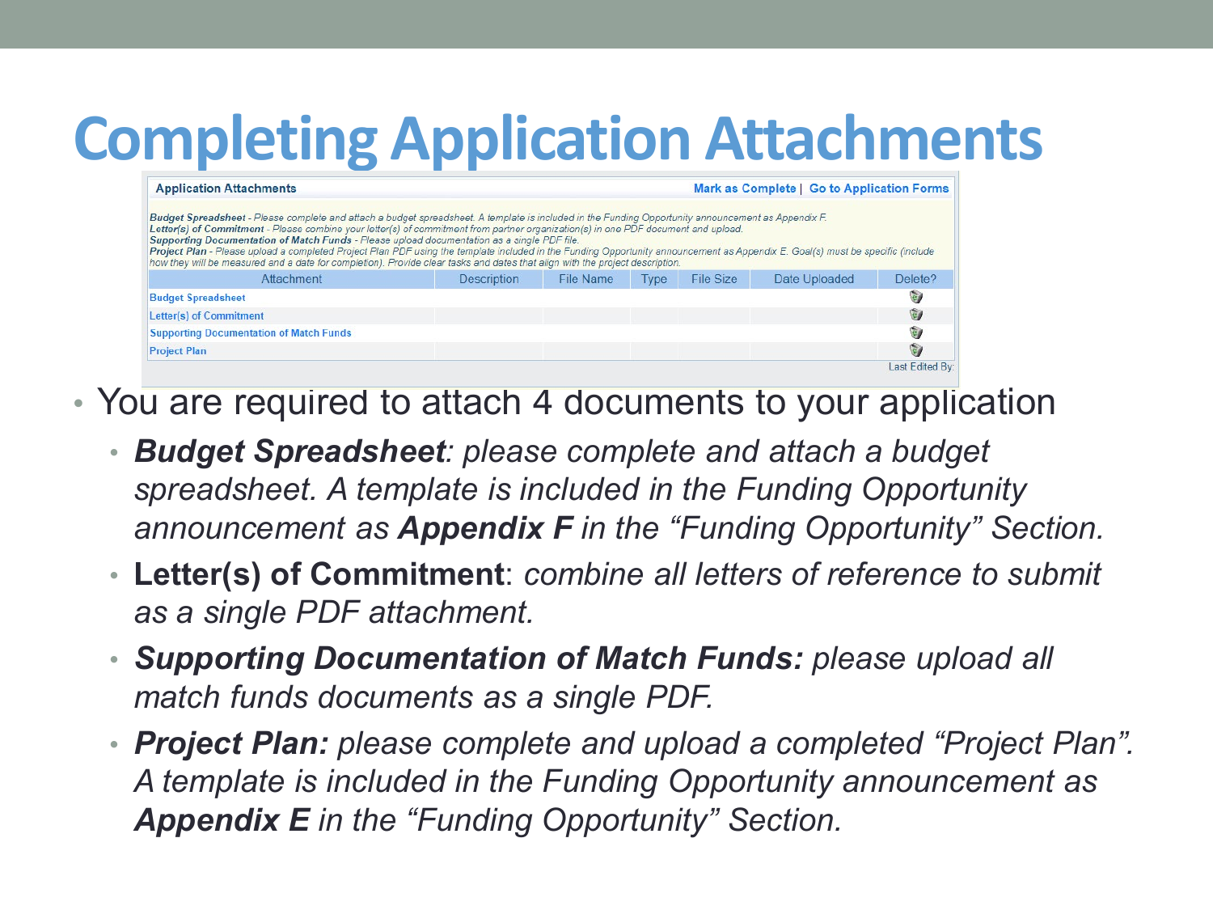# Completing Application Attachments

**Application Attachments** | Mark as Complete | Go to Application Forms

*Budget Spreadsheet - Please complete and attach a budget spreadsheet. A template is included in the Funding Opportunity announcement as Appendix F.*
*Letter(s) of Commitment - Please combine your letter(s) of commitment from partner organization(s) in one PDF document and upload.*
*Supporting Documentation of Match Funds - Please upload documentation as a single PDF file.*
*Project Plan - Please upload a completed Project Plan PDF using the template included in the Funding Opportunity announcement as Appendix E. Goal(s) must be specific (include how they will be measured and a date for completion). Provide clear tasks and dates that align with the project description.*

| Attachment | Description | File Name | Type | File Size | Date Uploaded | Delete? |
|---|---|---|---|---|---|---|
| Budget Spreadsheet | | | | | | |
| Letter(s) of Commitment | | | | | | |
| Supporting Documentation of Match Funds | | | | | | |
| Project Plan | | | | | | |

Last Edited By:

- You are required to attach 4 documents to your application
  - ***Budget Spreadsheet**: please complete and attach a budget spreadsheet. A template is included in the Funding Opportunity announcement as **Appendix F** in the "Funding Opportunity" Section.*
  - **Letter(s) of Commitment**: *combine all letters of reference to submit as a single PDF attachment.*
  - ***Supporting Documentation of Match Funds:** please upload all match funds documents as a single PDF.*
  - ***Project Plan:** please complete and upload a completed "Project Plan". A template is included in the Funding Opportunity announcement as **Appendix E** in the "Funding Opportunity" Section.*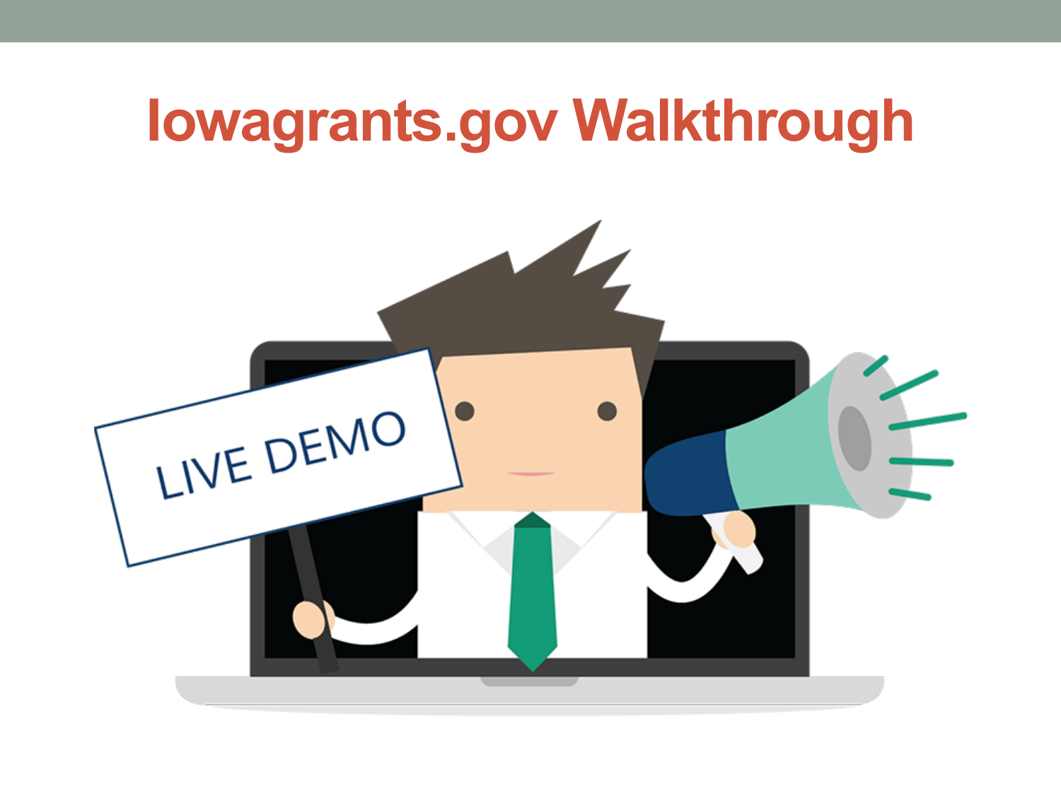# Iowagrants.gov Walkthrough

LIVE DEMO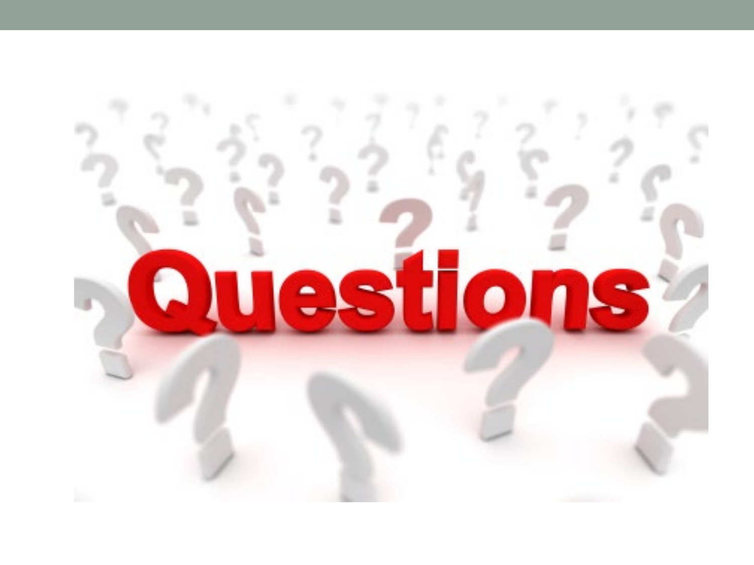Questions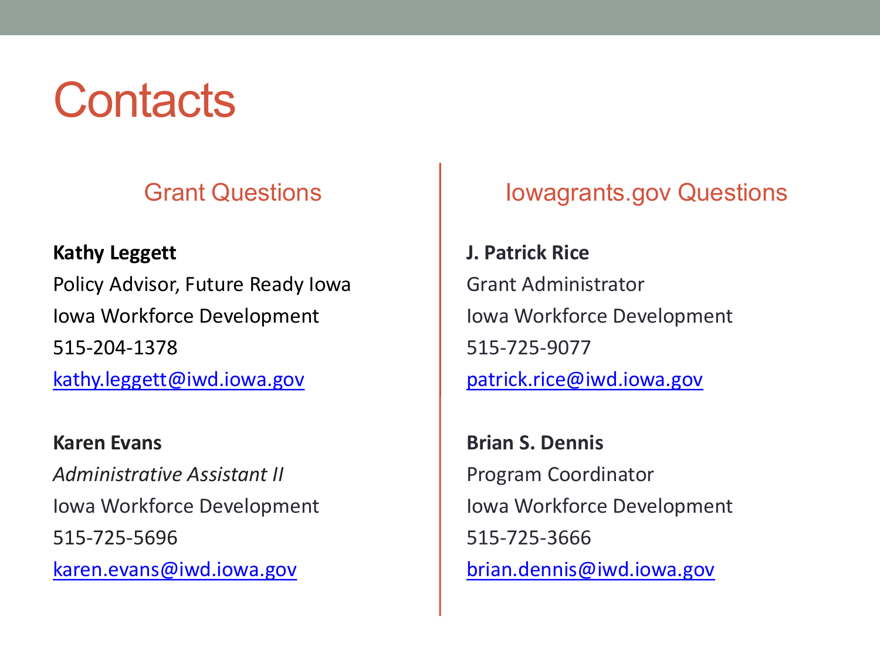# Contacts

## Grant Questions

**Kathy Leggett**
Policy Advisor, Future Ready Iowa
Iowa Workforce Development
515-204-1378
kathy.leggett@iwd.iowa.gov

**Karen Evans**
*Administrative Assistant II*
Iowa Workforce Development
515-725-5696
karen.evans@iwd.iowa.gov

## Iowagrants.gov Questions

**J. Patrick Rice**
Grant Administrator
Iowa Workforce Development
515-725-9077
patrick.rice@iwd.iowa.gov

**Brian S. Dennis**
Program Coordinator
Iowa Workforce Development
515-725-3666
brian.dennis@iwd.iowa.gov